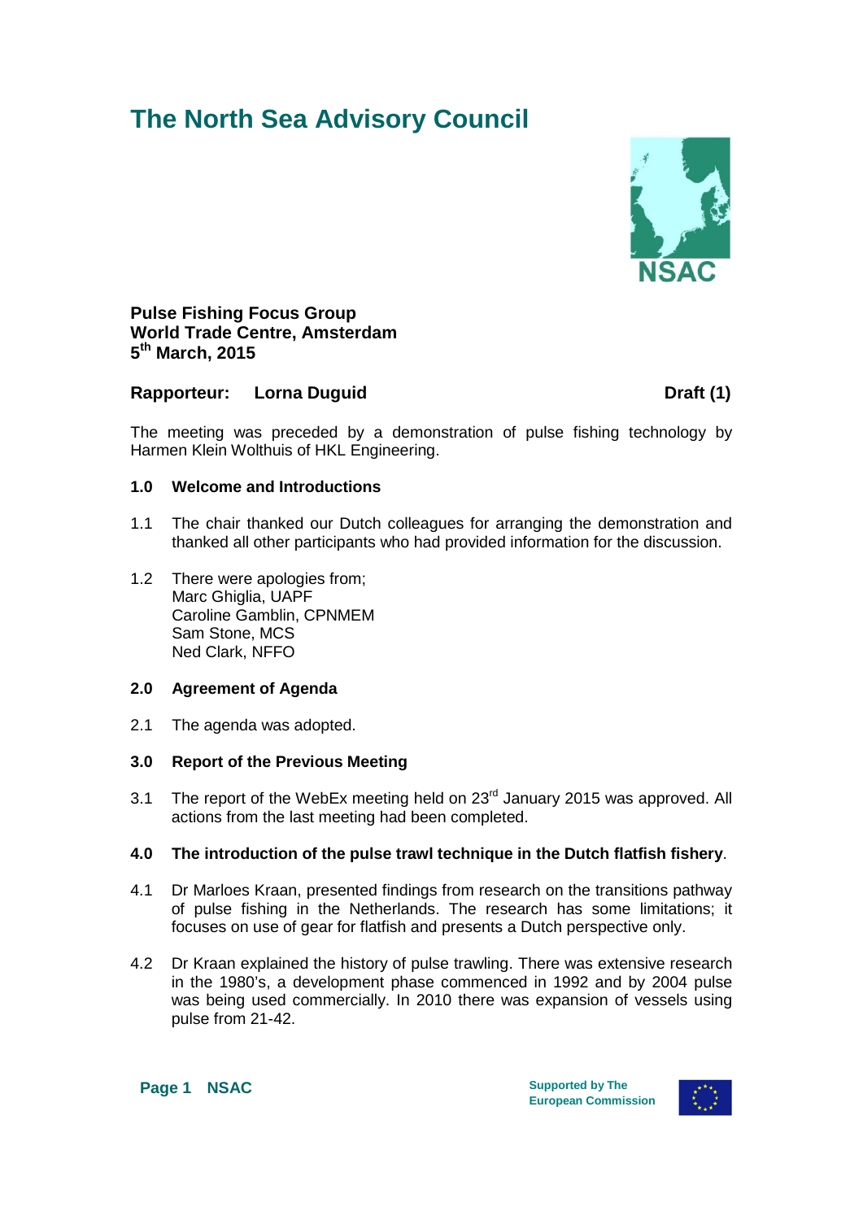# The North Sea Advisory Council

**Pulse Fishing Focus Group**
**World Trade Centre, Amsterdam**
**5th March, 2015**

**Rapporteur: Lorna Duguid** **Draft (1)**

The meeting was preceded by a demonstration of pulse fishing technology by Harmen Klein Wolthuis of HKL Engineering.

### 1.0 Welcome and Introductions

1.1 The chair thanked our Dutch colleagues for arranging the demonstration and thanked all other participants who had provided information for the discussion.

1.2 There were apologies from;
Marc Ghiglia, UAPF
Caroline Gamblin, CPNMEM
Sam Stone, MCS
Ned Clark, NFFO

### 2.0 Agreement of Agenda

2.1 The agenda was adopted.

### 3.0 Report of the Previous Meeting

3.1 The report of the WebEx meeting held on 23rd January 2015 was approved. All actions from the last meeting had been completed.

### 4.0 The introduction of the pulse trawl technique in the Dutch flatfish fishery.

4.1 Dr Marloes Kraan, presented findings from research on the transitions pathway of pulse fishing in the Netherlands. The research has some limitations; it focuses on use of gear for flatfish and presents a Dutch perspective only.

4.2 Dr Kraan explained the history of pulse trawling. There was extensive research in the 1980's, a development phase commenced in 1992 and by 2004 pulse was being used commercially. In 2010 there was expansion of vessels using pulse from 21-42.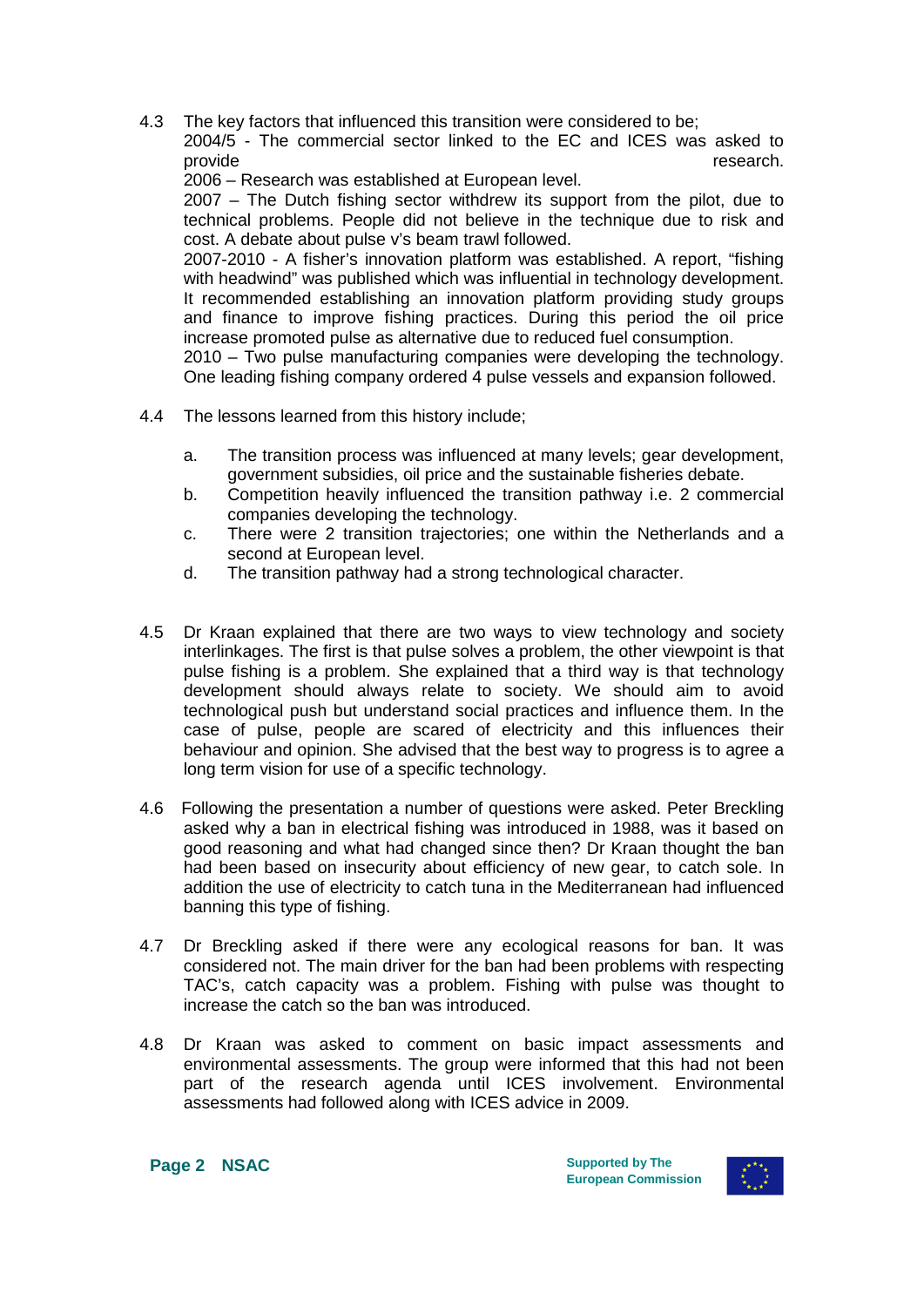4.3 The key factors that influenced this transition were considered to be;
2004/5 - The commercial sector linked to the EC and ICES was asked to provide research.
2006 – Research was established at European level.
2007 – The Dutch fishing sector withdrew its support from the pilot, due to technical problems. People did not believe in the technique due to risk and cost. A debate about pulse v's beam trawl followed.
2007-2010 - A fisher's innovation platform was established. A report, "fishing with headwind" was published which was influential in technology development. It recommended establishing an innovation platform providing study groups and finance to improve fishing practices. During this period the oil price increase promoted pulse as alternative due to reduced fuel consumption.
2010 – Two pulse manufacturing companies were developing the technology. One leading fishing company ordered 4 pulse vessels and expansion followed.

4.4 The lessons learned from this history include;

a. The transition process was influenced at many levels; gear development, government subsidies, oil price and the sustainable fisheries debate.
b. Competition heavily influenced the transition pathway i.e. 2 commercial companies developing the technology.
c. There were 2 transition trajectories; one within the Netherlands and a second at European level.
d. The transition pathway had a strong technological character.

4.5 Dr Kraan explained that there are two ways to view technology and society interlinkages. The first is that pulse solves a problem, the other viewpoint is that pulse fishing is a problem. She explained that a third way is that technology development should always relate to society. We should aim to avoid technological push but understand social practices and influence them. In the case of pulse, people are scared of electricity and this influences their behaviour and opinion. She advised that the best way to progress is to agree a long term vision for use of a specific technology.

4.6 Following the presentation a number of questions were asked. Peter Breckling asked why a ban in electrical fishing was introduced in 1988, was it based on good reasoning and what had changed since then? Dr Kraan thought the ban had been based on insecurity about efficiency of new gear, to catch sole. In addition the use of electricity to catch tuna in the Mediterranean had influenced banning this type of fishing.

4.7 Dr Breckling asked if there were any ecological reasons for ban. It was considered not. The main driver for the ban had been problems with respecting TAC's, catch capacity was a problem. Fishing with pulse was thought to increase the catch so the ban was introduced.

4.8 Dr Kraan was asked to comment on basic impact assessments and environmental assessments. The group were informed that this had not been part of the research agenda until ICES involvement. Environmental assessments had followed along with ICES advice in 2009.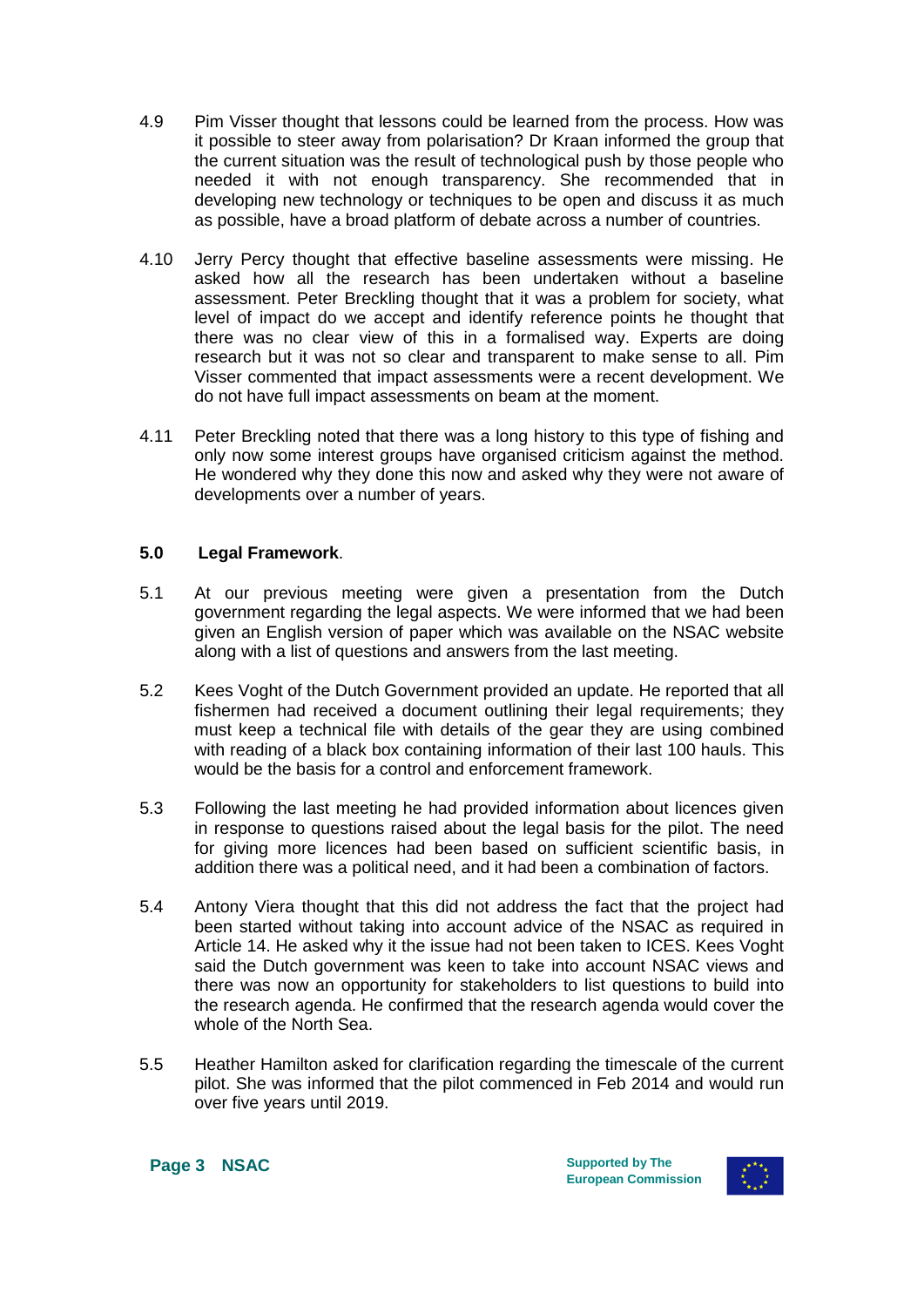4.9 Pim Visser thought that lessons could be learned from the process. How was it possible to steer away from polarisation? Dr Kraan informed the group that the current situation was the result of technological push by those people who needed it with not enough transparency. She recommended that in developing new technology or techniques to be open and discuss it as much as possible, have a broad platform of debate across a number of countries.

4.10 Jerry Percy thought that effective baseline assessments were missing. He asked how all the research has been undertaken without a baseline assessment. Peter Breckling thought that it was a problem for society, what level of impact do we accept and identify reference points he thought that there was no clear view of this in a formalised way. Experts are doing research but it was not so clear and transparent to make sense to all. Pim Visser commented that impact assessments were a recent development. We do not have full impact assessments on beam at the moment.

4.11 Peter Breckling noted that there was a long history to this type of fishing and only now some interest groups have organised criticism against the method. He wondered why they done this now and asked why they were not aware of developments over a number of years.

## 5.0 Legal Framework.

5.1 At our previous meeting were given a presentation from the Dutch government regarding the legal aspects. We were informed that we had been given an English version of paper which was available on the NSAC website along with a list of questions and answers from the last meeting.

5.2 Kees Voght of the Dutch Government provided an update. He reported that all fishermen had received a document outlining their legal requirements; they must keep a technical file with details of the gear they are using combined with reading of a black box containing information of their last 100 hauls. This would be the basis for a control and enforcement framework.

5.3 Following the last meeting he had provided information about licences given in response to questions raised about the legal basis for the pilot. The need for giving more licences had been based on sufficient scientific basis, in addition there was a political need, and it had been a combination of factors.

5.4 Antony Viera thought that this did not address the fact that the project had been started without taking into account advice of the NSAC as required in Article 14. He asked why it the issue had not been taken to ICES. Kees Voght said the Dutch government was keen to take into account NSAC views and there was now an opportunity for stakeholders to list questions to build into the research agenda. He confirmed that the research agenda would cover the whole of the North Sea.

5.5 Heather Hamilton asked for clarification regarding the timescale of the current pilot. She was informed that the pilot commenced in Feb 2014 and would run over five years until 2019.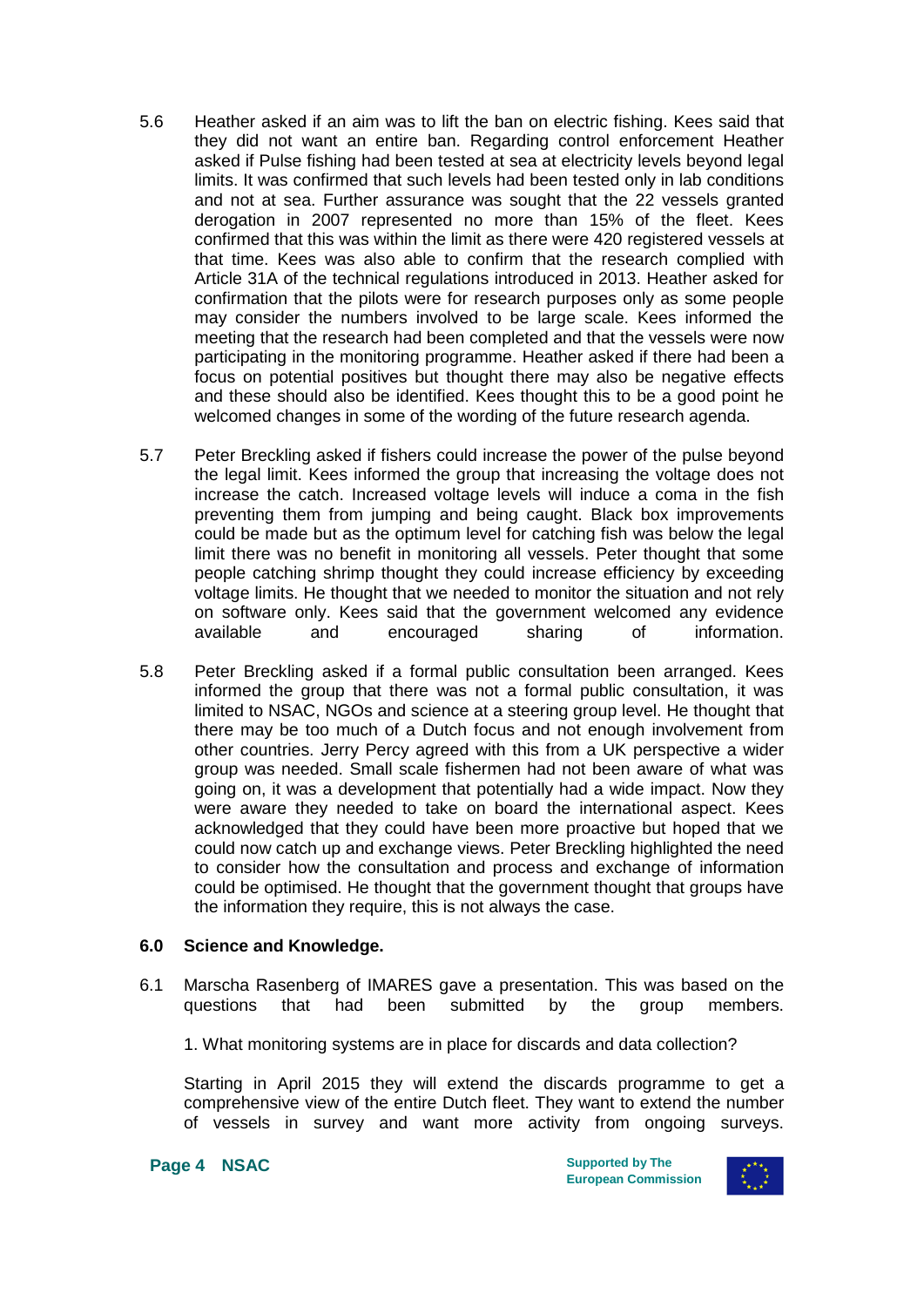5.6 Heather asked if an aim was to lift the ban on electric fishing. Kees said that they did not want an entire ban. Regarding control enforcement Heather asked if Pulse fishing had been tested at sea at electricity levels beyond legal limits. It was confirmed that such levels had been tested only in lab conditions and not at sea. Further assurance was sought that the 22 vessels granted derogation in 2007 represented no more than 15% of the fleet. Kees confirmed that this was within the limit as there were 420 registered vessels at that time. Kees was also able to confirm that the research complied with Article 31A of the technical regulations introduced in 2013. Heather asked for confirmation that the pilots were for research purposes only as some people may consider the numbers involved to be large scale. Kees informed the meeting that the research had been completed and that the vessels were now participating in the monitoring programme. Heather asked if there had been a focus on potential positives but thought there may also be negative effects and these should also be identified. Kees thought this to be a good point he welcomed changes in some of the wording of the future research agenda.

5.7 Peter Breckling asked if fishers could increase the power of the pulse beyond the legal limit. Kees informed the group that increasing the voltage does not increase the catch. Increased voltage levels will induce a coma in the fish preventing them from jumping and being caught. Black box improvements could be made but as the optimum level for catching fish was below the legal limit there was no benefit in monitoring all vessels. Peter thought that some people catching shrimp thought they could increase efficiency by exceeding voltage limits. He thought that we needed to monitor the situation and not rely on software only. Kees said that the government welcomed any evidence available and encouraged sharing of information.

5.8 Peter Breckling asked if a formal public consultation been arranged. Kees informed the group that there was not a formal public consultation, it was limited to NSAC, NGOs and science at a steering group level. He thought that there may be too much of a Dutch focus and not enough involvement from other countries. Jerry Percy agreed with this from a UK perspective a wider group was needed. Small scale fishermen had not been aware of what was going on, it was a development that potentially had a wide impact. Now they were aware they needed to take on board the international aspect. Kees acknowledged that they could have been more proactive but hoped that we could now catch up and exchange views. Peter Breckling highlighted the need to consider how the consultation and process and exchange of information could be optimised. He thought that the government thought that groups have the information they require, this is not always the case.

## 6.0 Science and Knowledge.

6.1 Marscha Rasenberg of IMARES gave a presentation. This was based on the questions that had been submitted by the group members.

1. What monitoring systems are in place for discards and data collection?

Starting in April 2015 they will extend the discards programme to get a comprehensive view of the entire Dutch fleet. They want to extend the number of vessels in survey and want more activity from ongoing surveys.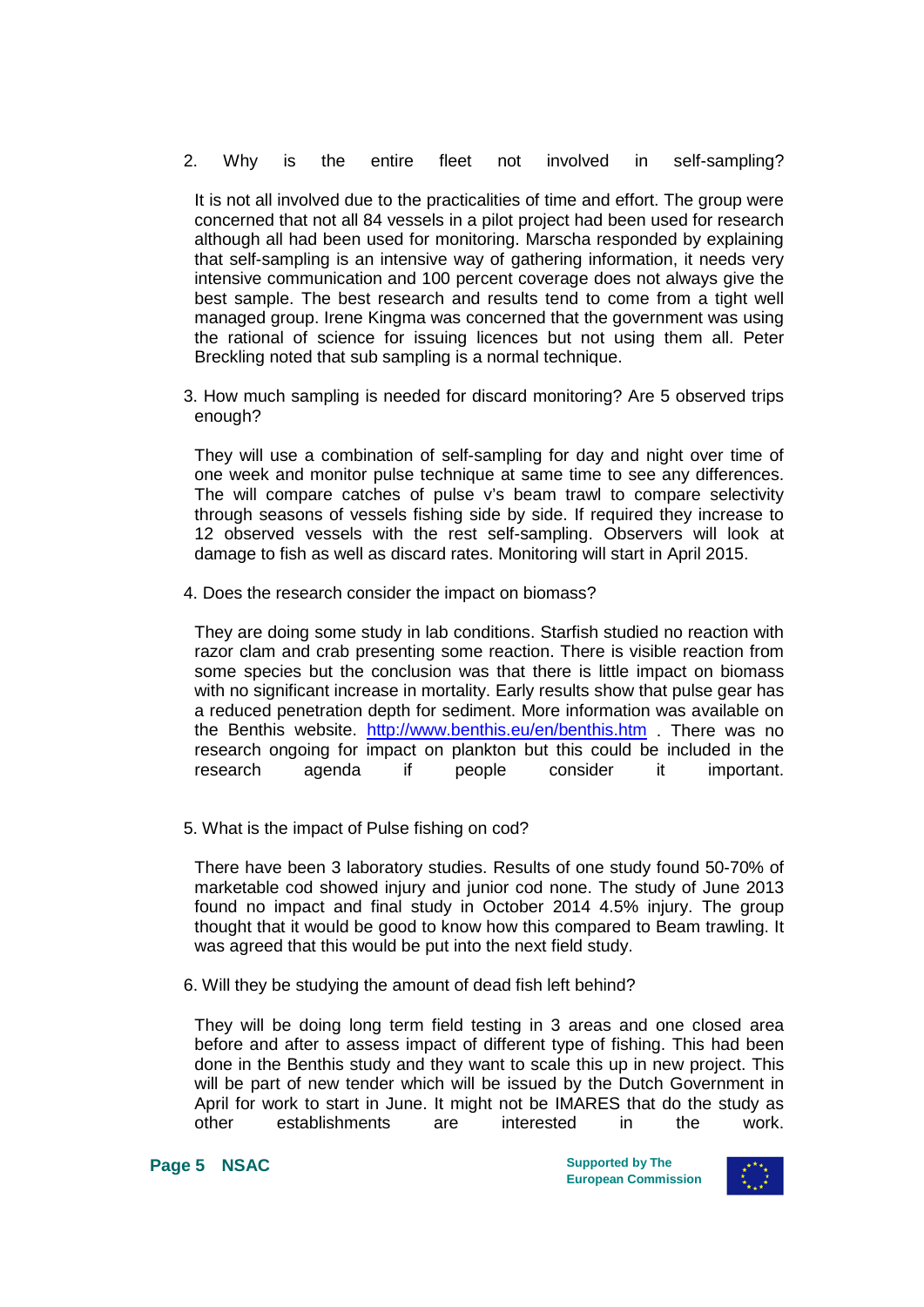2. Why is the entire fleet not involved in self-sampling?

   It is not all involved due to the practicalities of time and effort. The group were concerned that not all 84 vessels in a pilot project had been used for research although all had been used for monitoring. Marscha responded by explaining that self-sampling is an intensive way of gathering information, it needs very intensive communication and 100 percent coverage does not always give the best sample. The best research and results tend to come from a tight well managed group. Irene Kingma was concerned that the government was using the rational of science for issuing licences but not using them all. Peter Breckling noted that sub sampling is a normal technique.

3. How much sampling is needed for discard monitoring? Are 5 observed trips enough?

   They will use a combination of self-sampling for day and night over time of one week and monitor pulse technique at same time to see any differences. The will compare catches of pulse v's beam trawl to compare selectivity through seasons of vessels fishing side by side. If required they increase to 12 observed vessels with the rest self-sampling. Observers will look at damage to fish as well as discard rates. Monitoring will start in April 2015.

4. Does the research consider the impact on biomass?

   They are doing some study in lab conditions. Starfish studied no reaction with razor clam and crab presenting some reaction. There is visible reaction from some species but the conclusion was that there is little impact on biomass with no significant increase in mortality. Early results show that pulse gear has a reduced penetration depth for sediment. More information was available on the Benthis website. http://www.benthis.eu/en/benthis.htm . There was no research ongoing for impact on plankton but this could be included in the research agenda if people consider it important.

5. What is the impact of Pulse fishing on cod?

   There have been 3 laboratory studies. Results of one study found 50-70% of marketable cod showed injury and junior cod none. The study of June 2013 found no impact and final study in October 2014 4.5% injury. The group thought that it would be good to know how this compared to Beam trawling. It was agreed that this would be put into the next field study.

6. Will they be studying the amount of dead fish left behind?

   They will be doing long term field testing in 3 areas and one closed area before and after to assess impact of different type of fishing. This had been done in the Benthis study and they want to scale this up in new project. This will be part of new tender which will be issued by the Dutch Government in April for work to start in June. It might not be IMARES that do the study as other establishments are interested in the work.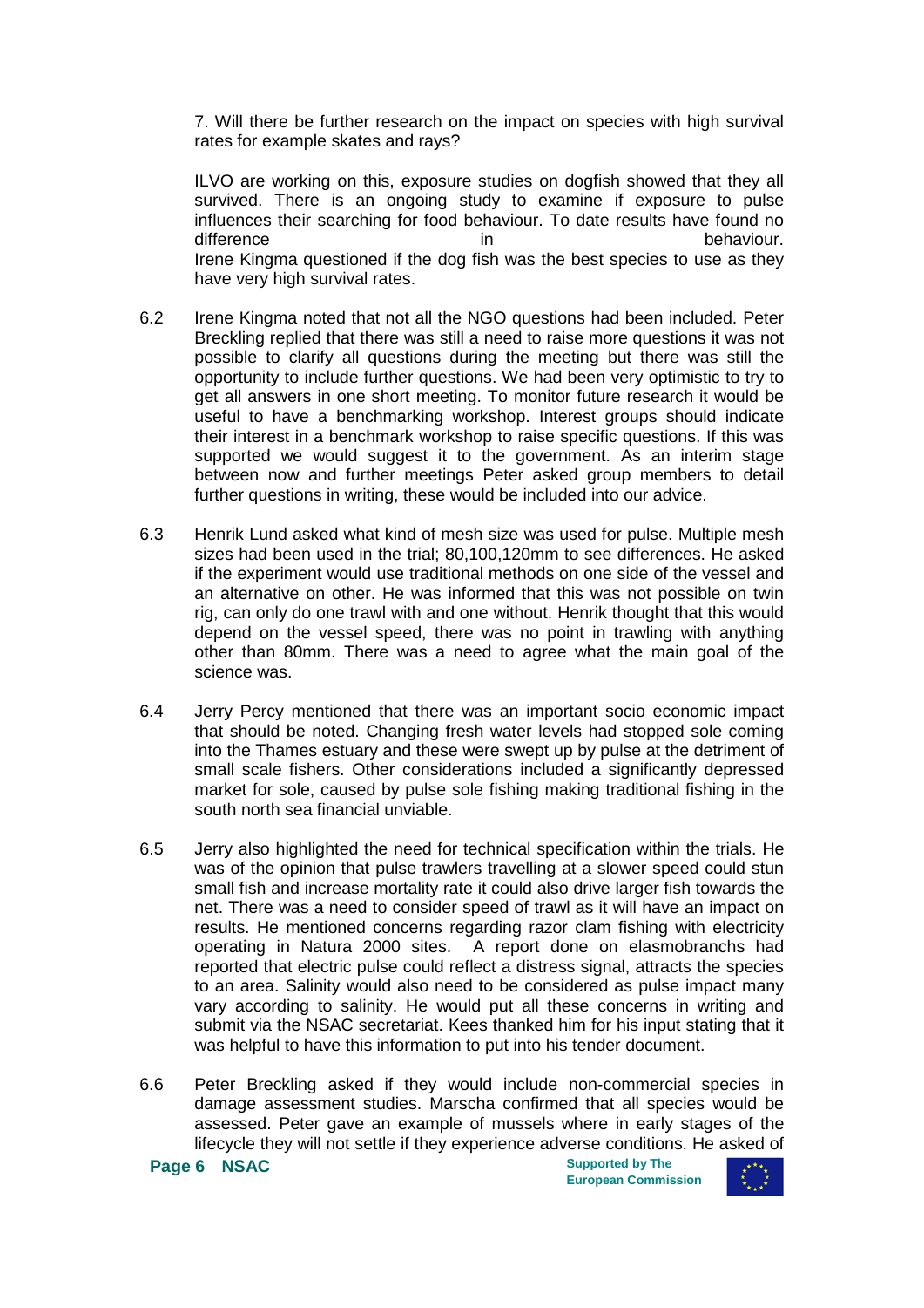7. Will there be further research on the impact on species with high survival rates for example skates and rays?

ILVO are working on this, exposure studies on dogfish showed that they all survived. There is an ongoing study to examine if exposure to pulse influences their searching for food behaviour. To date results have found no difference in behaviour.
Irene Kingma questioned if the dog fish was the best species to use as they have very high survival rates.

6.2 Irene Kingma noted that not all the NGO questions had been included. Peter Breckling replied that there was still a need to raise more questions it was not possible to clarify all questions during the meeting but there was still the opportunity to include further questions. We had been very optimistic to try to get all answers in one short meeting. To monitor future research it would be useful to have a benchmarking workshop. Interest groups should indicate their interest in a benchmark workshop to raise specific questions. If this was supported we would suggest it to the government. As an interim stage between now and further meetings Peter asked group members to detail further questions in writing, these would be included into our advice.

6.3 Henrik Lund asked what kind of mesh size was used for pulse. Multiple mesh sizes had been used in the trial; 80,100,120mm to see differences. He asked if the experiment would use traditional methods on one side of the vessel and an alternative on other. He was informed that this was not possible on twin rig, can only do one trawl with and one without. Henrik thought that this would depend on the vessel speed, there was no point in trawling with anything other than 80mm. There was a need to agree what the main goal of the science was.

6.4 Jerry Percy mentioned that there was an important socio economic impact that should be noted. Changing fresh water levels had stopped sole coming into the Thames estuary and these were swept up by pulse at the detriment of small scale fishers. Other considerations included a significantly depressed market for sole, caused by pulse sole fishing making traditional fishing in the south north sea financial unviable.

6.5 Jerry also highlighted the need for technical specification within the trials. He was of the opinion that pulse trawlers travelling at a slower speed could stun small fish and increase mortality rate it could also drive larger fish towards the net. There was a need to consider speed of trawl as it will have an impact on results. He mentioned concerns regarding razor clam fishing with electricity operating in Natura 2000 sites. A report done on elasmobranchs had reported that electric pulse could reflect a distress signal, attracts the species to an area. Salinity would also need to be considered as pulse impact many vary according to salinity. He would put all these concerns in writing and submit via the NSAC secretariat. Kees thanked him for his input stating that it was helpful to have this information to put into his tender document.

6.6 Peter Breckling asked if they would include non-commercial species in damage assessment studies. Marscha confirmed that all species would be assessed. Peter gave an example of mussels where in early stages of the lifecycle they will not settle if they experience adverse conditions. He asked of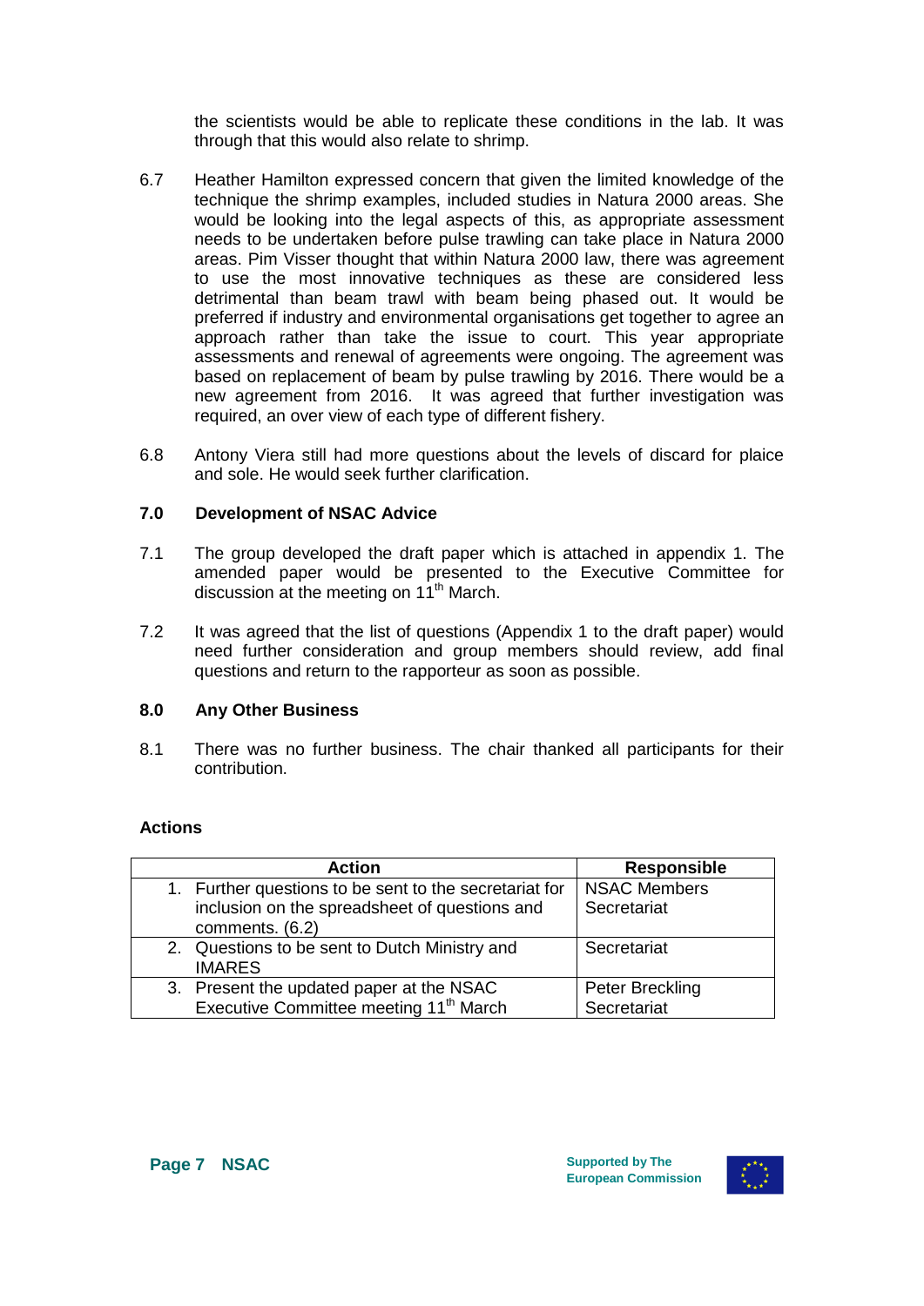the scientists would be able to replicate these conditions in the lab. It was through that this would also relate to shrimp.

6.7 Heather Hamilton expressed concern that given the limited knowledge of the technique the shrimp examples, included studies in Natura 2000 areas. She would be looking into the legal aspects of this, as appropriate assessment needs to be undertaken before pulse trawling can take place in Natura 2000 areas. Pim Visser thought that within Natura 2000 law, there was agreement to use the most innovative techniques as these are considered less detrimental than beam trawl with beam being phased out. It would be preferred if industry and environmental organisations get together to agree an approach rather than take the issue to court. This year appropriate assessments and renewal of agreements were ongoing. The agreement was based on replacement of beam by pulse trawling by 2016. There would be a new agreement from 2016. It was agreed that further investigation was required, an over view of each type of different fishery.

6.8 Antony Viera still had more questions about the levels of discard for plaice and sole. He would seek further clarification.

## 7.0 Development of NSAC Advice

7.1 The group developed the draft paper which is attached in appendix 1. The amended paper would be presented to the Executive Committee for discussion at the meeting on 11th March.

7.2 It was agreed that the list of questions (Appendix 1 to the draft paper) would need further consideration and group members should review, add final questions and return to the rapporteur as soon as possible.

## 8.0 Any Other Business

8.1 There was no further business. The chair thanked all participants for their contribution.

### Actions

| Action | Responsible |
|---|---|
| 1. Further questions to be sent to the secretariat for inclusion on the spreadsheet of questions and comments. (6.2) | NSAC Members<br>Secretariat |
| 2. Questions to be sent to Dutch Ministry and IMARES | Secretariat |
| 3. Present the updated paper at the NSAC Executive Committee meeting 11th March | Peter Breckling<br>Secretariat |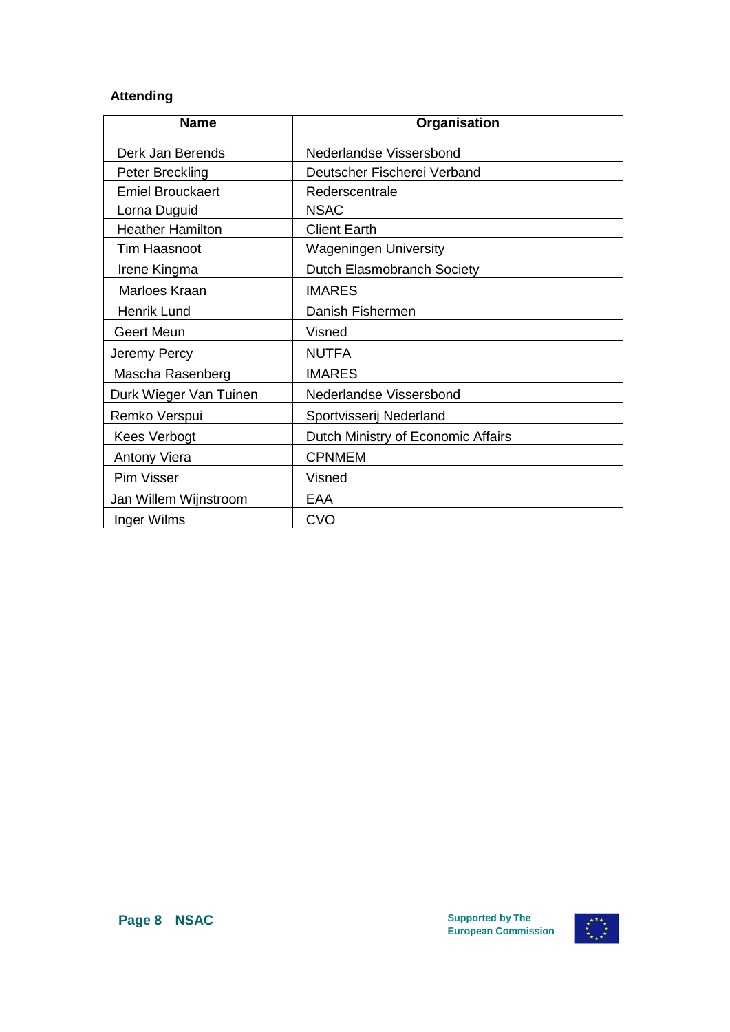**Attending**

| Name | Organisation |
|---|---|
| Derk Jan Berends | Nederlandse Vissersbond |
| Peter Breckling | Deutscher Fischerei Verband |
| Emiel Brouckaert | Rederscentrale |
| Lorna Duguid | NSAC |
| Heather Hamilton | Client Earth |
| Tim Haasnoot | Wageningen University |
| Irene Kingma | Dutch Elasmobranch Society |
| Marloes Kraan | IMARES |
| Henrik Lund | Danish Fishermen |
| Geert Meun | Visned |
| Jeremy Percy | NUTFA |
| Mascha Rasenberg | IMARES |
| Durk Wieger Van Tuinen | Nederlandse Vissersbond |
| Remko Verspui | Sportvisserij Nederland |
| Kees Verbogt | Dutch Ministry of Economic Affairs |
| Antony Viera | CPNMEM |
| Pim Visser | Visned |
| Jan Willem Wijnstroom | EAA |
| Inger Wilms | CVO |

Supported by The European Commission